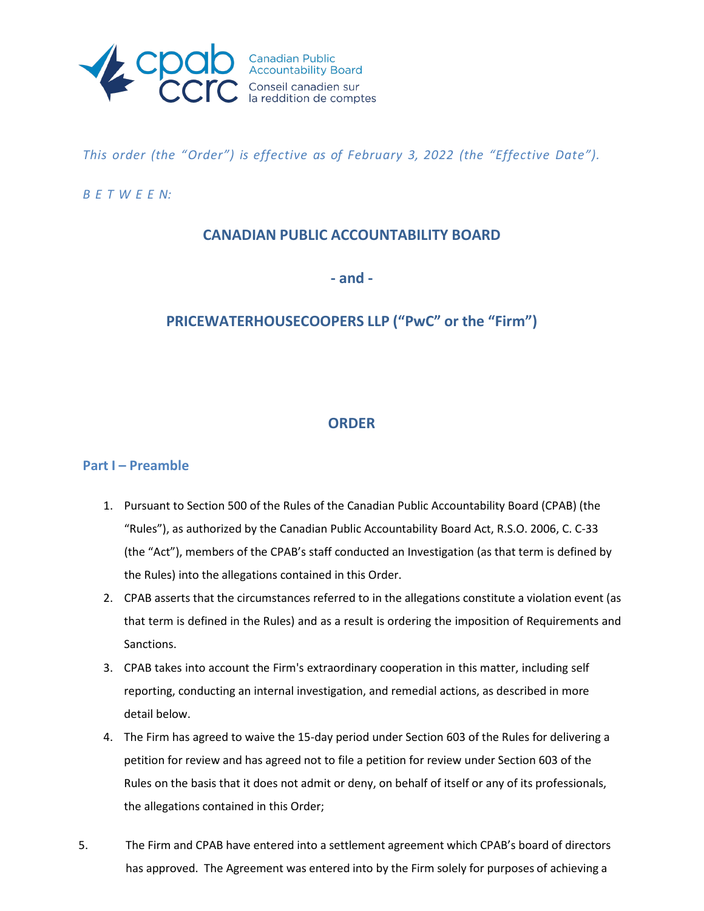*This order (the "Order") is effective as of February 3, 2022 (the "Effective Date").*

*B E T W E E N:*

**CANADIAN PUBLIC ACCOUNTABILITY BOARD**

**- and -**

**PRICEWATERHOUSECOOPERS LLP ("PwC" or the "Firm")**

# ORDER

## Part I – Preamble

1. Pursuant to Section 500 of the Rules of the Canadian Public Accountability Board (CPAB) (the "Rules"), as authorized by the Canadian Public Accountability Board Act, R.S.O. 2006, C. C-33 (the "Act"), members of the CPAB's staff conducted an Investigation (as that term is defined by the Rules) into the allegations contained in this Order.
2. CPAB asserts that the circumstances referred to in the allegations constitute a violation event (as that term is defined in the Rules) and as a result is ordering the imposition of Requirements and Sanctions.
3. CPAB takes into account the Firm's extraordinary cooperation in this matter, including self reporting, conducting an internal investigation, and remedial actions, as described in more detail below.
4. The Firm has agreed to waive the 15-day period under Section 603 of the Rules for delivering a petition for review and has agreed not to file a petition for review under Section 603 of the Rules on the basis that it does not admit or deny, on behalf of itself or any of its professionals, the allegations contained in this Order;
5. The Firm and CPAB have entered into a settlement agreement which CPAB's board of directors has approved. The Agreement was entered into by the Firm solely for purposes of achieving a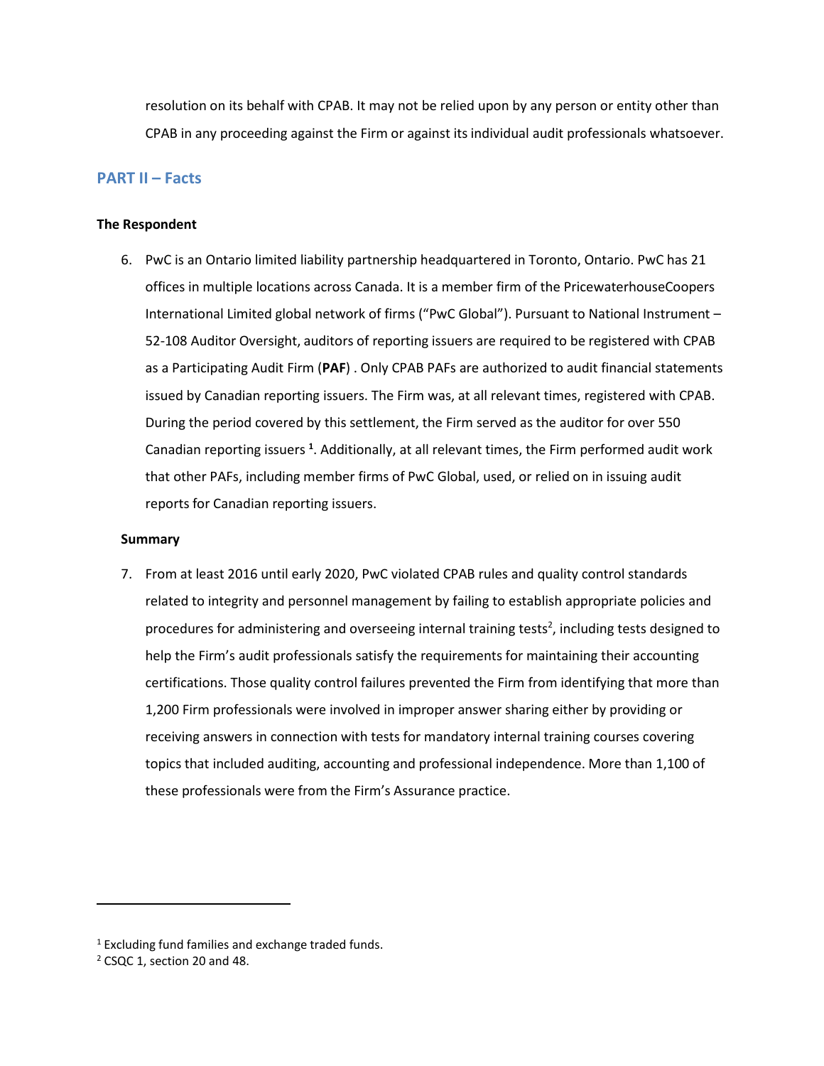resolution on its behalf with CPAB. It may not be relied upon by any person or entity other than CPAB in any proceeding against the Firm or against its individual audit professionals whatsoever.

## PART II – Facts

**The Respondent**

6. PwC is an Ontario limited liability partnership headquartered in Toronto, Ontario. PwC has 21 offices in multiple locations across Canada. It is a member firm of the PricewaterhouseCoopers International Limited global network of firms ("PwC Global"). Pursuant to National Instrument – 52-108 Auditor Oversight, auditors of reporting issuers are required to be registered with CPAB as a Participating Audit Firm (**PAF**) . Only CPAB PAFs are authorized to audit financial statements issued by Canadian reporting issuers. The Firm was, at all relevant times, registered with CPAB. During the period covered by this settlement, the Firm served as the auditor for over 550 Canadian reporting issuers [1]. Additionally, at all relevant times, the Firm performed audit work that other PAFs, including member firms of PwC Global, used, or relied on in issuing audit reports for Canadian reporting issuers.

**Summary**

7. From at least 2016 until early 2020, PwC violated CPAB rules and quality control standards related to integrity and personnel management by failing to establish appropriate policies and procedures for administering and overseeing internal training tests[2], including tests designed to help the Firm's audit professionals satisfy the requirements for maintaining their accounting certifications. Those quality control failures prevented the Firm from identifying that more than 1,200 Firm professionals were involved in improper answer sharing either by providing or receiving answers in connection with tests for mandatory internal training courses covering topics that included auditing, accounting and professional independence. More than 1,100 of these professionals were from the Firm's Assurance practice.

[1] Excluding fund families and exchange traded funds.

[2] CSQC 1, section 20 and 48.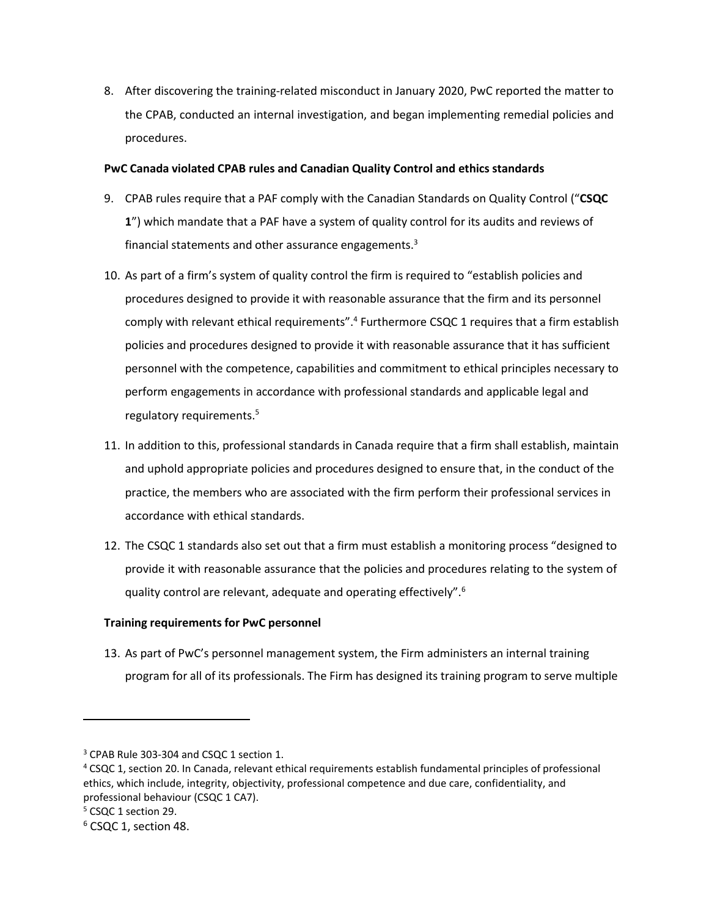8. After discovering the training-related misconduct in January 2020, PwC reported the matter to the CPAB, conducted an internal investigation, and began implementing remedial policies and procedures.

**PwC Canada violated CPAB rules and Canadian Quality Control and ethics standards**

9. CPAB rules require that a PAF comply with the Canadian Standards on Quality Control ("**CSQC 1**") which mandate that a PAF have a system of quality control for its audits and reviews of financial statements and other assurance engagements.[3]

10. As part of a firm's system of quality control the firm is required to "establish policies and procedures designed to provide it with reasonable assurance that the firm and its personnel comply with relevant ethical requirements".[4] Furthermore CSQC 1 requires that a firm establish policies and procedures designed to provide it with reasonable assurance that it has sufficient personnel with the competence, capabilities and commitment to ethical principles necessary to perform engagements in accordance with professional standards and applicable legal and regulatory requirements.[5]

11. In addition to this, professional standards in Canada require that a firm shall establish, maintain and uphold appropriate policies and procedures designed to ensure that, in the conduct of the practice, the members who are associated with the firm perform their professional services in accordance with ethical standards.

12. The CSQC 1 standards also set out that a firm must establish a monitoring process "designed to provide it with reasonable assurance that the policies and procedures relating to the system of quality control are relevant, adequate and operating effectively".[6]

**Training requirements for PwC personnel**

13. As part of PwC's personnel management system, the Firm administers an internal training program for all of its professionals. The Firm has designed its training program to serve multiple

---

[3] CPAB Rule 303-304 and CSQC 1 section 1.

[4] CSQC 1, section 20. In Canada, relevant ethical requirements establish fundamental principles of professional ethics, which include, integrity, objectivity, professional competence and due care, confidentiality, and professional behaviour (CSQC 1 CA7).

[5] CSQC 1 section 29.

[6] CSQC 1, section 48.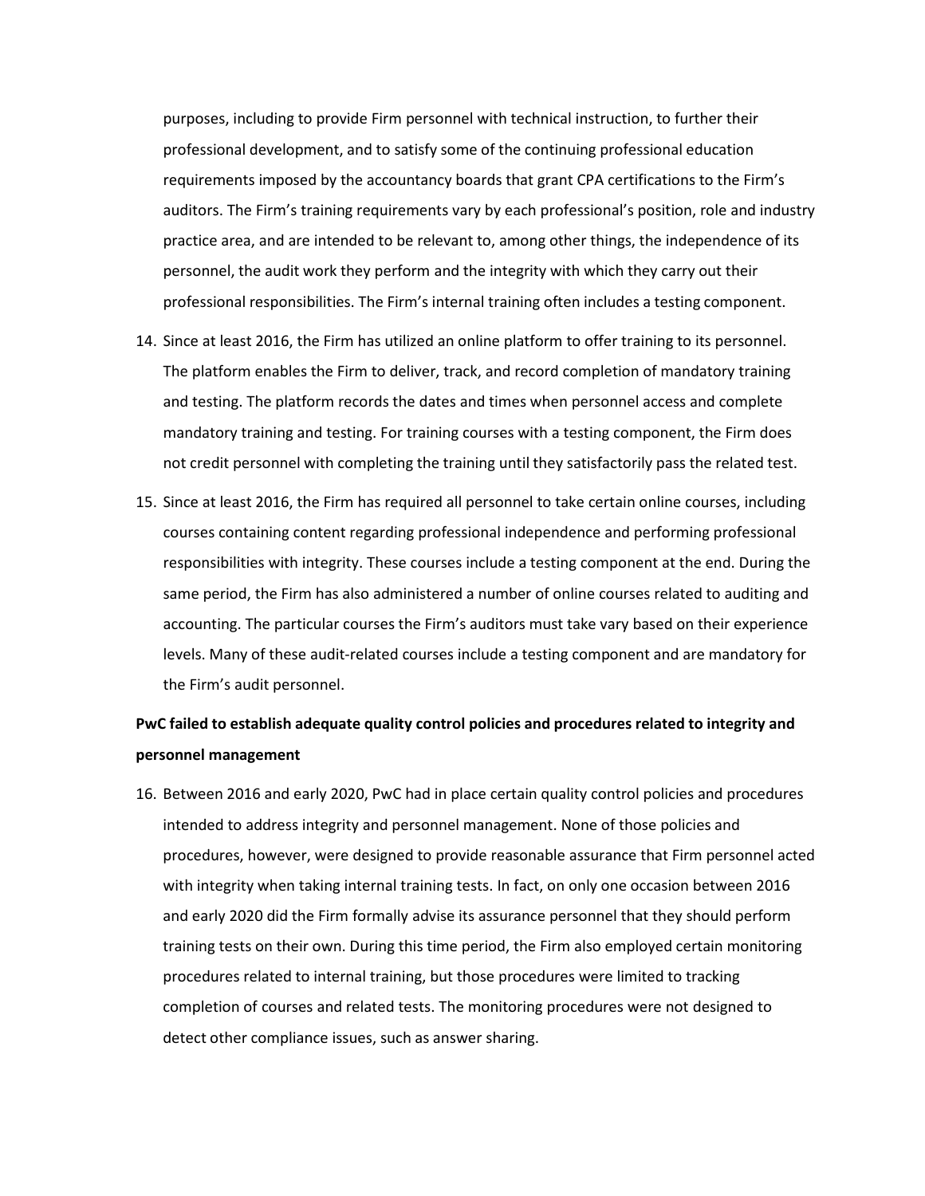purposes, including to provide Firm personnel with technical instruction, to further their professional development, and to satisfy some of the continuing professional education requirements imposed by the accountancy boards that grant CPA certifications to the Firm's auditors. The Firm's training requirements vary by each professional's position, role and industry practice area, and are intended to be relevant to, among other things, the independence of its personnel, the audit work they perform and the integrity with which they carry out their professional responsibilities. The Firm's internal training often includes a testing component.

14. Since at least 2016, the Firm has utilized an online platform to offer training to its personnel. The platform enables the Firm to deliver, track, and record completion of mandatory training and testing. The platform records the dates and times when personnel access and complete mandatory training and testing. For training courses with a testing component, the Firm does not credit personnel with completing the training until they satisfactorily pass the related test.

15. Since at least 2016, the Firm has required all personnel to take certain online courses, including courses containing content regarding professional independence and performing professional responsibilities with integrity. These courses include a testing component at the end. During the same period, the Firm has also administered a number of online courses related to auditing and accounting. The particular courses the Firm's auditors must take vary based on their experience levels. Many of these audit-related courses include a testing component and are mandatory for the Firm's audit personnel.

**PwC failed to establish adequate quality control policies and procedures related to integrity and personnel management**

16. Between 2016 and early 2020, PwC had in place certain quality control policies and procedures intended to address integrity and personnel management. None of those policies and procedures, however, were designed to provide reasonable assurance that Firm personnel acted with integrity when taking internal training tests. In fact, on only one occasion between 2016 and early 2020 did the Firm formally advise its assurance personnel that they should perform training tests on their own. During this time period, the Firm also employed certain monitoring procedures related to internal training, but those procedures were limited to tracking completion of courses and related tests. The monitoring procedures were not designed to detect other compliance issues, such as answer sharing.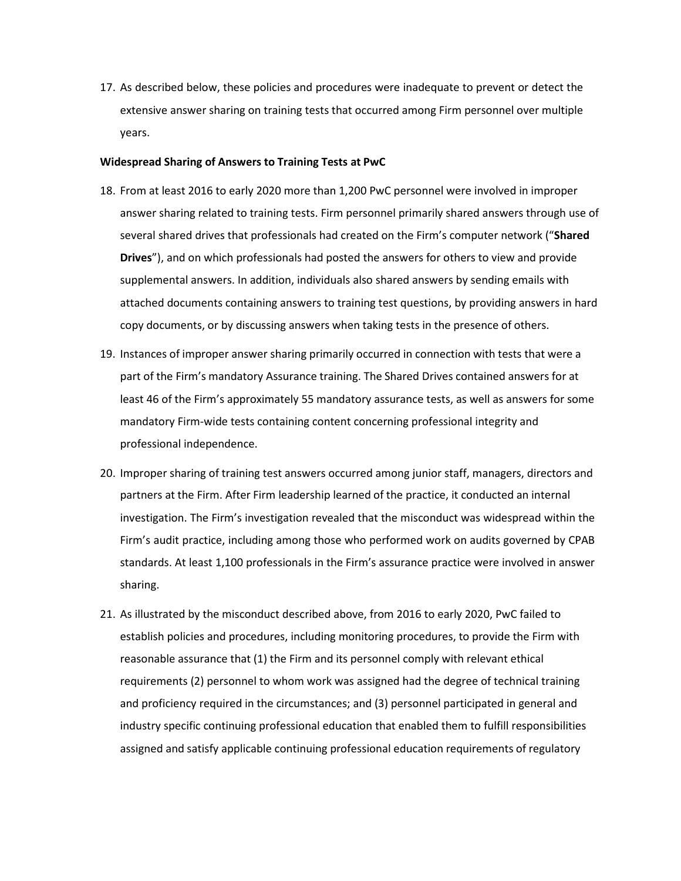17. As described below, these policies and procedures were inadequate to prevent or detect the extensive answer sharing on training tests that occurred among Firm personnel over multiple years.

**Widespread Sharing of Answers to Training Tests at PwC**

18. From at least 2016 to early 2020 more than 1,200 PwC personnel were involved in improper answer sharing related to training tests. Firm personnel primarily shared answers through use of several shared drives that professionals had created on the Firm's computer network ("**Shared Drives**"), and on which professionals had posted the answers for others to view and provide supplemental answers. In addition, individuals also shared answers by sending emails with attached documents containing answers to training test questions, by providing answers in hard copy documents, or by discussing answers when taking tests in the presence of others.

19. Instances of improper answer sharing primarily occurred in connection with tests that were a part of the Firm's mandatory Assurance training. The Shared Drives contained answers for at least 46 of the Firm's approximately 55 mandatory assurance tests, as well as answers for some mandatory Firm-wide tests containing content concerning professional integrity and professional independence.

20. Improper sharing of training test answers occurred among junior staff, managers, directors and partners at the Firm. After Firm leadership learned of the practice, it conducted an internal investigation. The Firm's investigation revealed that the misconduct was widespread within the Firm's audit practice, including among those who performed work on audits governed by CPAB standards. At least 1,100 professionals in the Firm's assurance practice were involved in answer sharing.

21. As illustrated by the misconduct described above, from 2016 to early 2020, PwC failed to establish policies and procedures, including monitoring procedures, to provide the Firm with reasonable assurance that (1) the Firm and its personnel comply with relevant ethical requirements (2) personnel to whom work was assigned had the degree of technical training and proficiency required in the circumstances; and (3) personnel participated in general and industry specific continuing professional education that enabled them to fulfill responsibilities assigned and satisfy applicable continuing professional education requirements of regulatory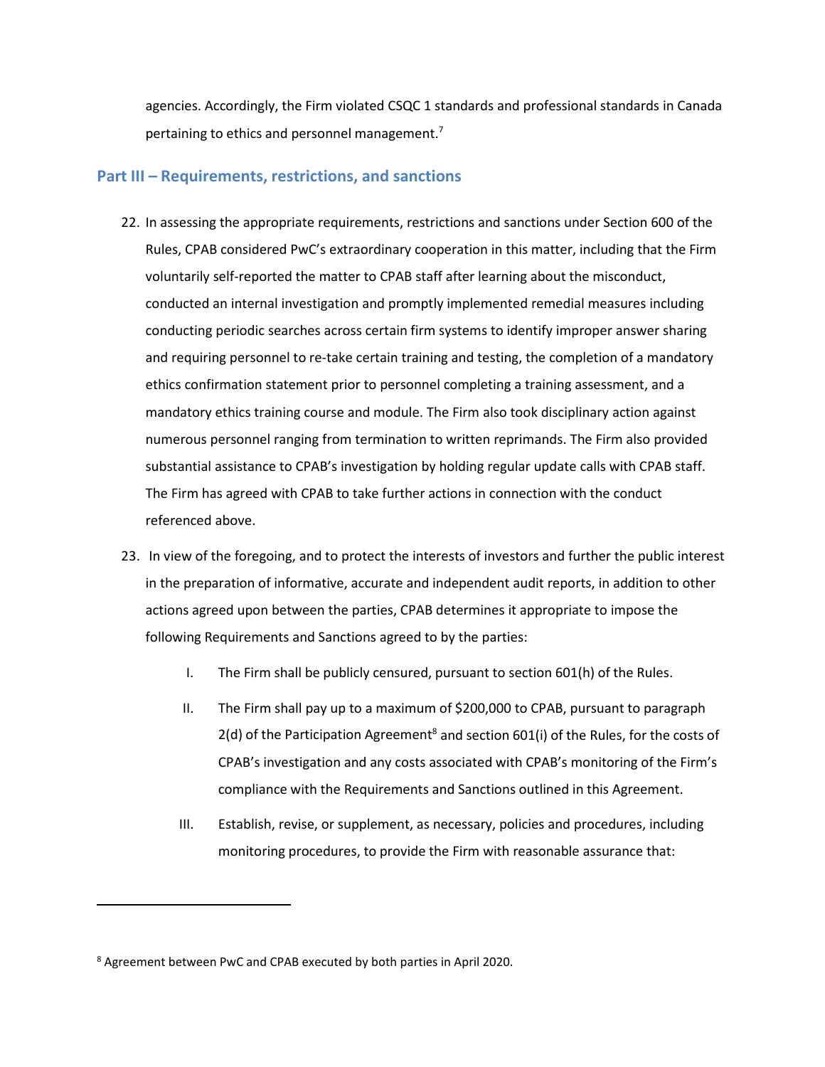agencies. Accordingly, the Firm violated CSQC 1 standards and professional standards in Canada pertaining to ethics and personnel management.[7]

## Part III – Requirements, restrictions, and sanctions

22. In assessing the appropriate requirements, restrictions and sanctions under Section 600 of the Rules, CPAB considered PwC's extraordinary cooperation in this matter, including that the Firm voluntarily self-reported the matter to CPAB staff after learning about the misconduct, conducted an internal investigation and promptly implemented remedial measures including conducting periodic searches across certain firm systems to identify improper answer sharing and requiring personnel to re-take certain training and testing, the completion of a mandatory ethics confirmation statement prior to personnel completing a training assessment, and a mandatory ethics training course and module. The Firm also took disciplinary action against numerous personnel ranging from termination to written reprimands. The Firm also provided substantial assistance to CPAB's investigation by holding regular update calls with CPAB staff. The Firm has agreed with CPAB to take further actions in connection with the conduct referenced above.

23. In view of the foregoing, and to protect the interests of investors and further the public interest in the preparation of informative, accurate and independent audit reports, in addition to other actions agreed upon between the parties, CPAB determines it appropriate to impose the following Requirements and Sanctions agreed to by the parties:

    I. The Firm shall be publicly censured, pursuant to section 601(h) of the Rules.

    II. The Firm shall pay up to a maximum of $200,000 to CPAB, pursuant to paragraph 2(d) of the Participation Agreement[8] and section 601(i) of the Rules, for the costs of CPAB's investigation and any costs associated with CPAB's monitoring of the Firm's compliance with the Requirements and Sanctions outlined in this Agreement.

    III. Establish, revise, or supplement, as necessary, policies and procedures, including monitoring procedures, to provide the Firm with reasonable assurance that:

---

[8] Agreement between PwC and CPAB executed by both parties in April 2020.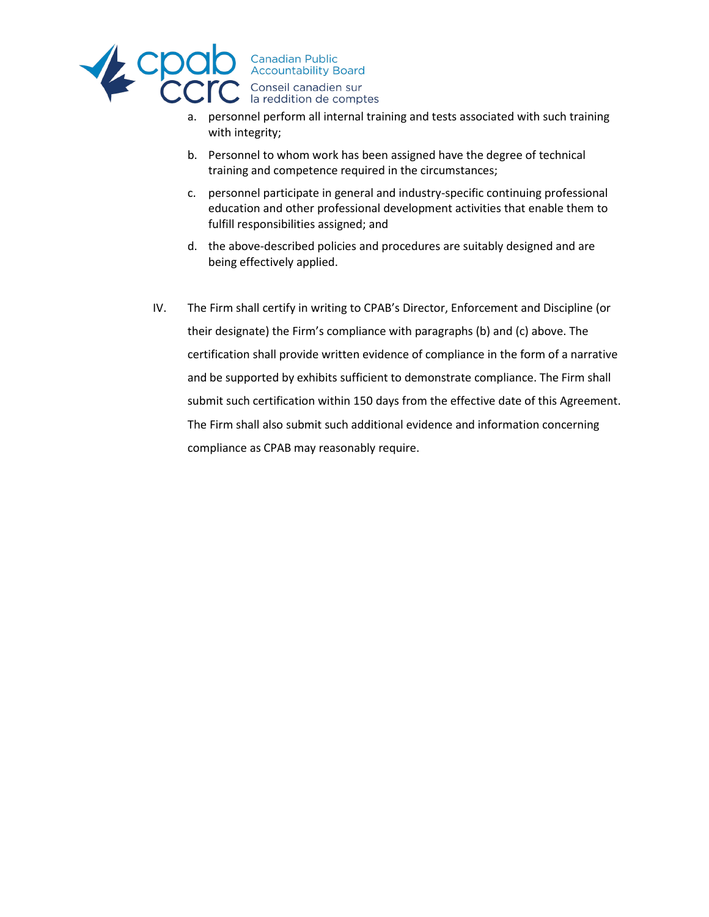a. personnel perform all internal training and tests associated with such training with integrity;

b. Personnel to whom work has been assigned have the degree of technical training and competence required in the circumstances;

c. personnel participate in general and industry-specific continuing professional education and other professional development activities that enable them to fulfill responsibilities assigned; and

d. the above-described policies and procedures are suitably designed and are being effectively applied.

IV. The Firm shall certify in writing to CPAB's Director, Enforcement and Discipline (or their designate) the Firm's compliance with paragraphs (b) and (c) above. The certification shall provide written evidence of compliance in the form of a narrative and be supported by exhibits sufficient to demonstrate compliance. The Firm shall submit such certification within 150 days from the effective date of this Agreement. The Firm shall also submit such additional evidence and information concerning compliance as CPAB may reasonably require.